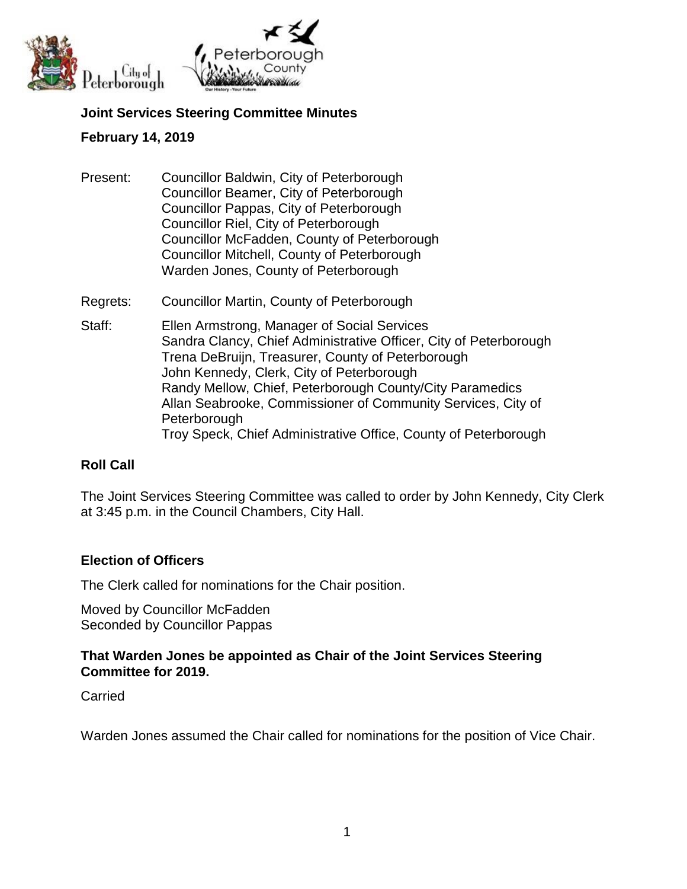**Joint Services Steering Committee Minutes**

**February 14, 2019**

Present: Councillor Baldwin, City of Peterborough
Councillor Beamer, City of Peterborough
Councillor Pappas, City of Peterborough
Councillor Riel, City of Peterborough
Councillor McFadden, County of Peterborough
Councillor Mitchell, County of Peterborough
Warden Jones, County of Peterborough

Regrets: Councillor Martin, County of Peterborough

Staff: Ellen Armstrong, Manager of Social Services
Sandra Clancy, Chief Administrative Officer, City of Peterborough
Trena DeBruijn, Treasurer, County of Peterborough
John Kennedy, Clerk, City of Peterborough
Randy Mellow, Chief, Peterborough County/City Paramedics
Allan Seabrooke, Commissioner of Community Services, City of Peterborough
Troy Speck, Chief Administrative Office, County of Peterborough

**Roll Call**

The Joint Services Steering Committee was called to order by John Kennedy, City Clerk at 3:45 p.m. in the Council Chambers, City Hall.

**Election of Officers**

The Clerk called for nominations for the Chair position.

Moved by Councillor McFadden
Seconded by Councillor Pappas

**That Warden Jones be appointed as Chair of the Joint Services Steering Committee for 2019.**

Carried

Warden Jones assumed the Chair called for nominations for the position of Vice Chair.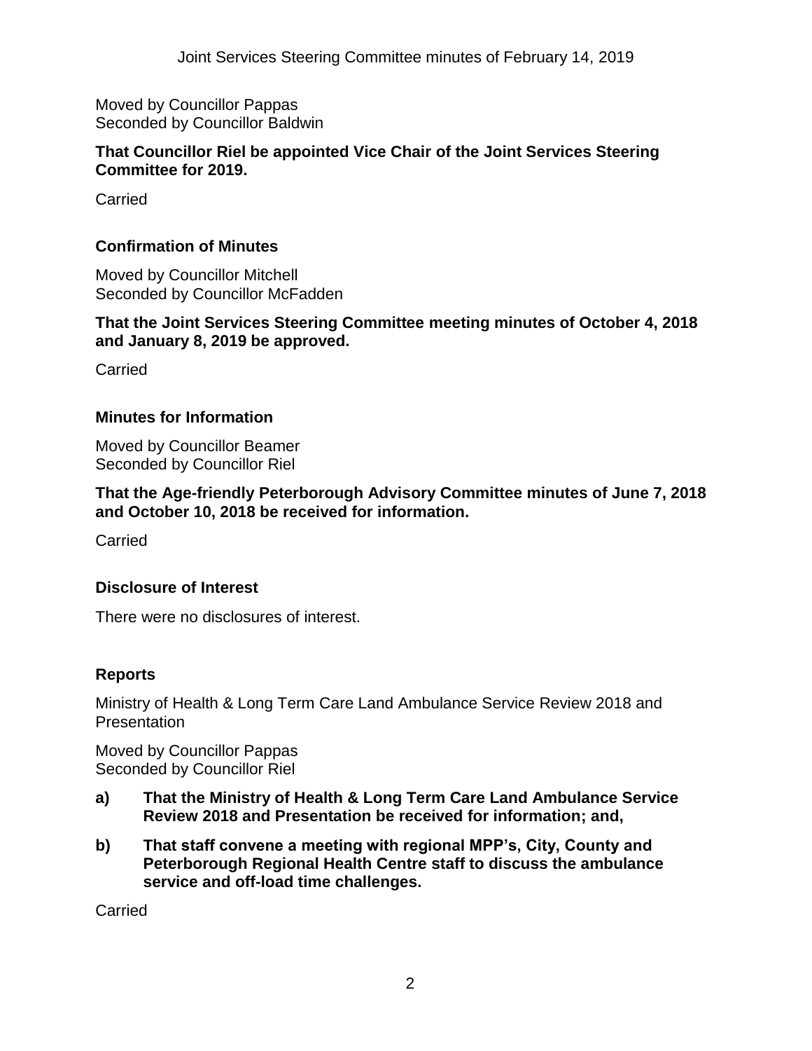Moved by Councillor Pappas
Seconded by Councillor Baldwin

**That Councillor Riel be appointed Vice Chair of the Joint Services Steering Committee for 2019.**

Carried

## Confirmation of Minutes

Moved by Councillor Mitchell
Seconded by Councillor McFadden

**That the Joint Services Steering Committee meeting minutes of October 4, 2018 and January 8, 2019 be approved.**

Carried

## Minutes for Information

Moved by Councillor Beamer
Seconded by Councillor Riel

**That the Age-friendly Peterborough Advisory Committee minutes of June 7, 2018 and October 10, 2018 be received for information.**

Carried

## Disclosure of Interest

There were no disclosures of interest.

## Reports

Ministry of Health & Long Term Care Land Ambulance Service Review 2018 and Presentation

Moved by Councillor Pappas
Seconded by Councillor Riel

**a) That the Ministry of Health & Long Term Care Land Ambulance Service Review 2018 and Presentation be received for information; and,**

**b) That staff convene a meeting with regional MPP's, City, County and Peterborough Regional Health Centre staff to discuss the ambulance service and off-load time challenges.**

Carried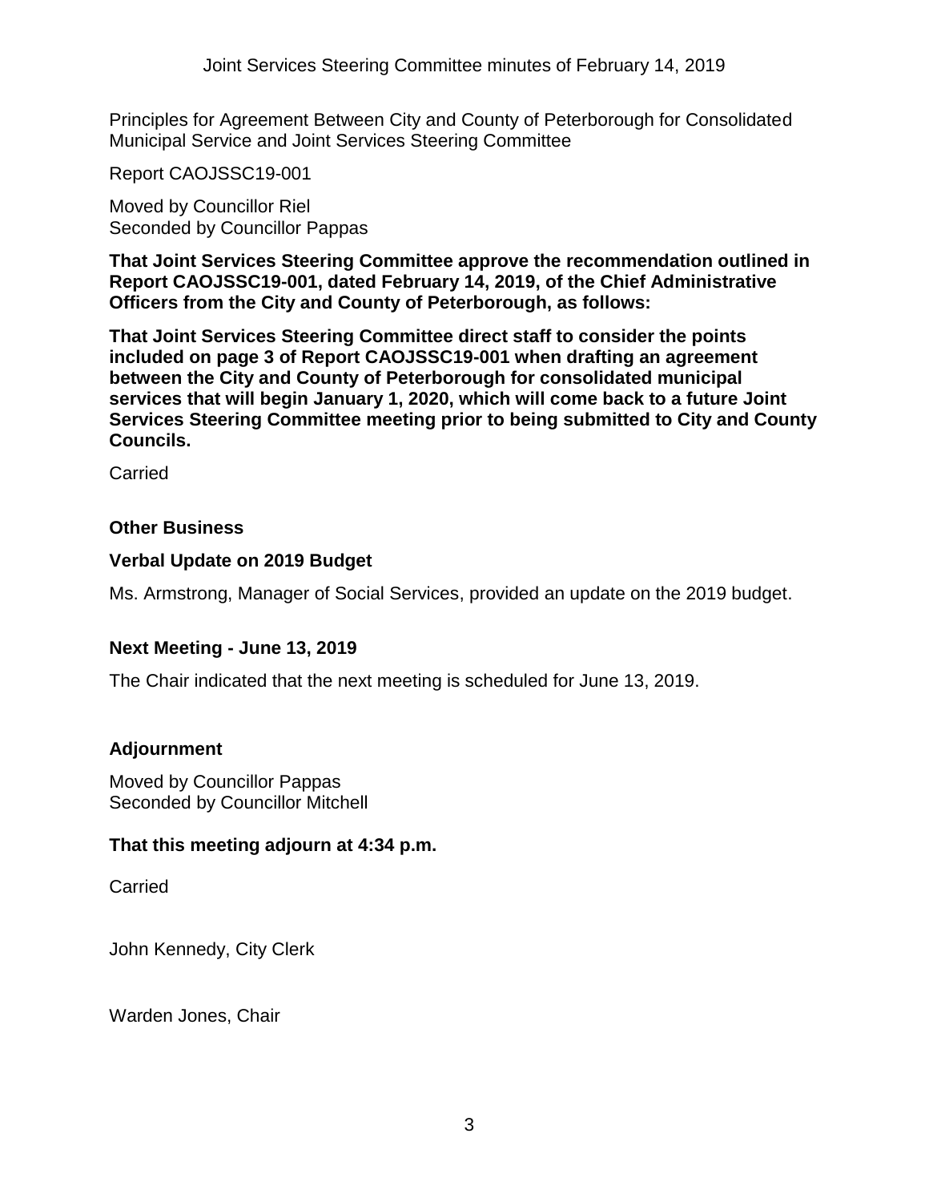Principles for Agreement Between City and County of Peterborough for Consolidated Municipal Service and Joint Services Steering Committee

Report CAOJSSC19-001

Moved by Councillor Riel
Seconded by Councillor Pappas

**That Joint Services Steering Committee approve the recommendation outlined in Report CAOJSSC19-001, dated February 14, 2019, of the Chief Administrative Officers from the City and County of Peterborough, as follows:**

**That Joint Services Steering Committee direct staff to consider the points included on page 3 of Report CAOJSSC19-001 when drafting an agreement between the City and County of Peterborough for consolidated municipal services that will begin January 1, 2020, which will come back to a future Joint Services Steering Committee meeting prior to being submitted to City and County Councils.**

Carried

## Other Business

### Verbal Update on 2019 Budget

Ms. Armstrong, Manager of Social Services, provided an update on the 2019 budget.

### Next Meeting - June 13, 2019

The Chair indicated that the next meeting is scheduled for June 13, 2019.

## Adjournment

Moved by Councillor Pappas
Seconded by Councillor Mitchell

**That this meeting adjourn at 4:34 p.m.**

Carried

John Kennedy, City Clerk

Warden Jones, Chair